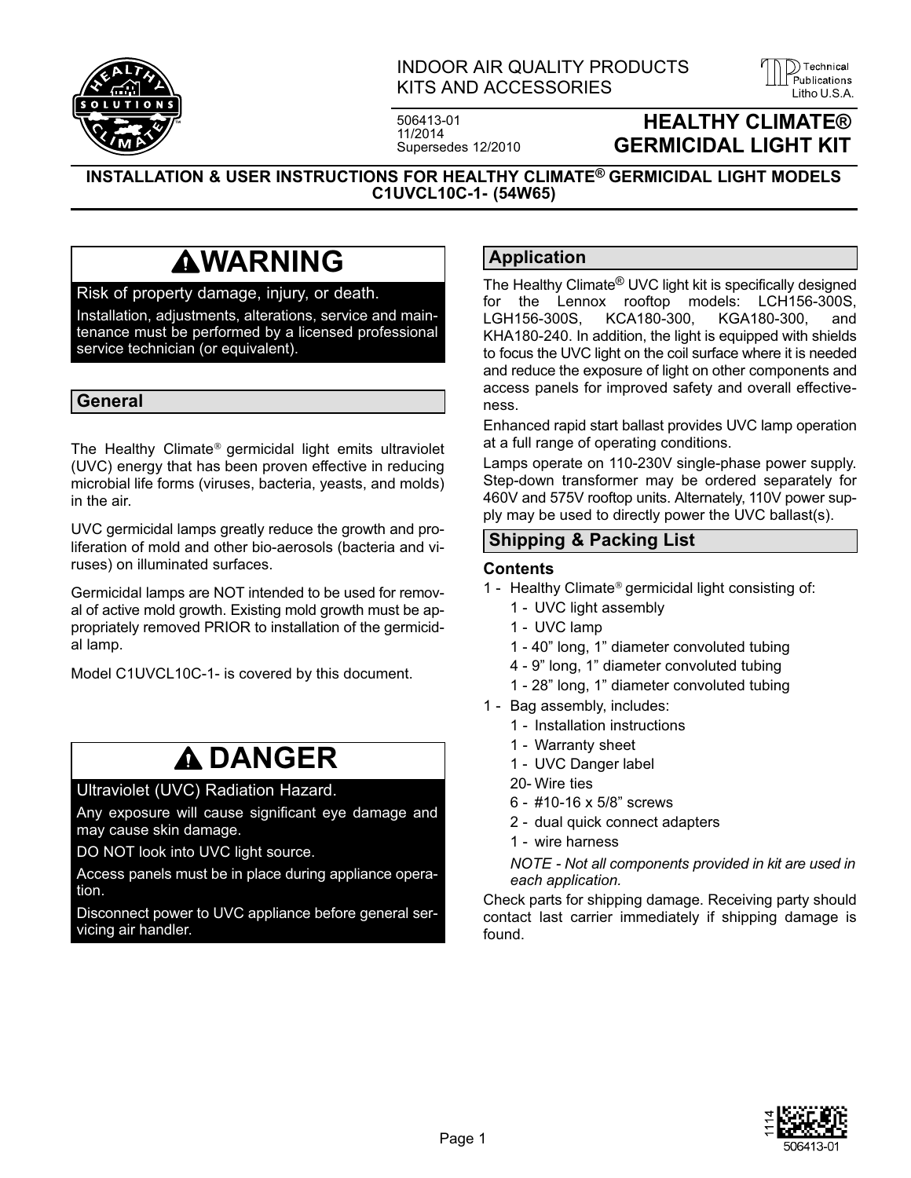INDOOR AIR QUALITY PRODUCTS
KITS AND ACCESSORIES

506413-01
11/2014
Supersedes 12/2010

# HEALTHY CLIMATE® GERMICIDAL LIGHT KIT

**INSTALLATION & USER INSTRUCTIONS FOR HEALTHY CLIMATE® GERMICIDAL LIGHT MODELS C1UVCL10C-1- (54W65)**

## ⚠WARNING

Risk of property damage, injury, or death.

Installation, adjustments, alterations, service and maintenance must be performed by a licensed professional service technician (or equivalent).

## General

The Healthy Climate® germicidal light emits ultraviolet (UVC) energy that has been proven effective in reducing microbial life forms (viruses, bacteria, yeasts, and molds) in the air.

UVC germicidal lamps greatly reduce the growth and proliferation of mold and other bio-aerosols (bacteria and viruses) on illuminated surfaces.

Germicidal lamps are NOT intended to be used for removal of active mold growth. Existing mold growth must be appropriately removed PRIOR to installation of the germicidal lamp.

Model C1UVCL10C-1- is covered by this document.

## ⚠ DANGER

Ultraviolet (UVC) Radiation Hazard.

Any exposure will cause significant eye damage and may cause skin damage.

DO NOT look into UVC light source.

Access panels must be in place during appliance operation.

Disconnect power to UVC appliance before general servicing air handler.

## Application

The Healthy Climate® UVC light kit is specifically designed for the Lennox rooftop models: LCH156-300S, LGH156-300S, KCA180-300, KGA180-300, and KHA180-240. In addition, the light is equipped with shields to focus the UVC light on the coil surface where it is needed and reduce the exposure of light on other components and access panels for improved safety and overall effectiveness.

Enhanced rapid start ballast provides UVC lamp operation at a full range of operating conditions.

Lamps operate on 110-230V single-phase power supply. Step-down transformer may be ordered separately for 460V and 575V rooftop units. Alternately, 110V power supply may be used to directly power the UVC ballast(s).

## Shipping & Packing List

### Contents

- 1 - Healthy Climate® germicidal light consisting of:
  - 1 - UVC light assembly
  - 1 - UVC lamp
  - 1 - 40” long, 1” diameter convoluted tubing
  - 4 - 9” long, 1” diameter convoluted tubing
  - 1 - 28” long, 1” diameter convoluted tubing
- 1 - Bag assembly, includes:
  - 1 - Installation instructions
  - 1 - Warranty sheet
  - 1 - UVC Danger label
  - 20- Wire ties
  - 6 - #10-16 x 5/8” screws
  - 2 - dual quick connect adapters
  - 1 - wire harness

  *NOTE - Not all components provided in kit are used in each application.*

Check parts for shipping damage. Receiving party should contact last carrier immediately if shipping damage is found.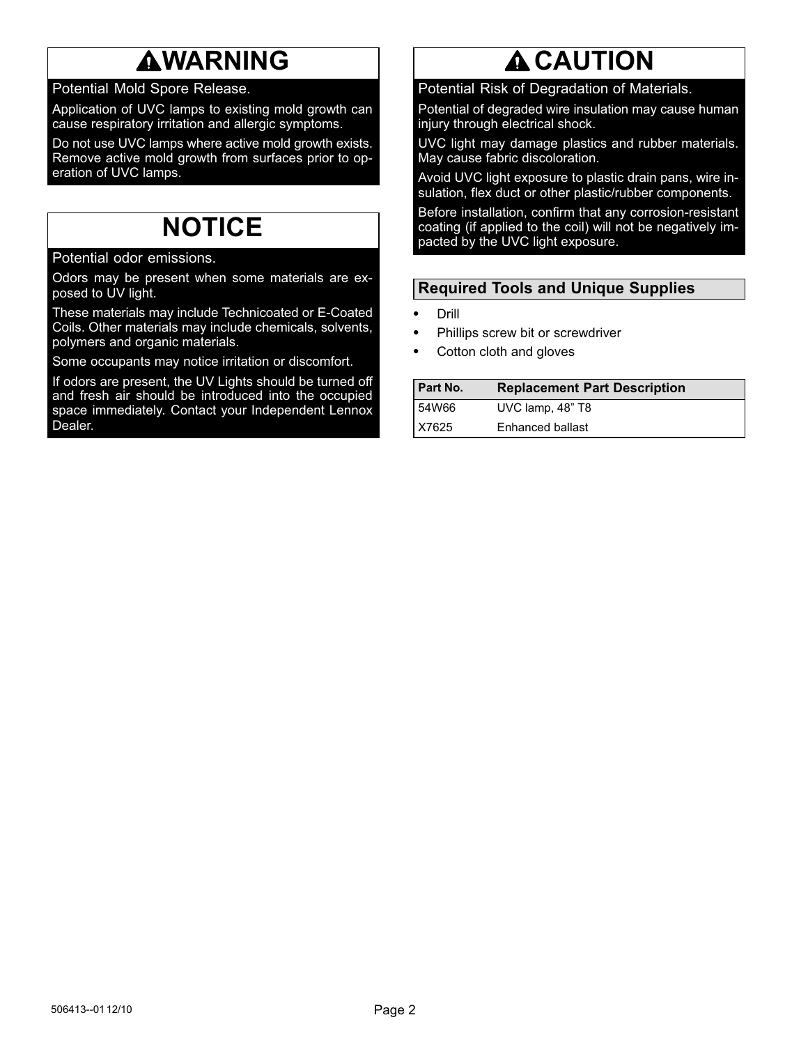## ⚠WARNING

**Potential Mold Spore Release.**

Application of UVC lamps to existing mold growth can cause respiratory irritation and allergic symptoms.

Do not use UVC lamps where active mold growth exists. Remove active mold growth from surfaces prior to operation of UVC lamps.

## NOTICE

**Potential odor emissions.**

Odors may be present when some materials are exposed to UV light.

These materials may include Technicoated or E-Coated Coils. Other materials may include chemicals, solvents, polymers and organic materials.

Some occupants may notice irritation or discomfort.

If odors are present, the UV Lights should be turned off and fresh air should be introduced into the occupied space immediately. Contact your Independent Lennox Dealer.

## ⚠ CAUTION

**Potential Risk of Degradation of Materials.**

Potential of degraded wire insulation may cause human injury through electrical shock.

UVC light may damage plastics and rubber materials. May cause fabric discoloration.

Avoid UVC light exposure to plastic drain pans, wire insulation, flex duct or other plastic/rubber components.

Before installation, confirm that any corrosion-resistant coating (if applied to the coil) will not be negatively impacted by the UVC light exposure.

## Required Tools and Unique Supplies

- Drill
- Phillips screw bit or screwdriver
- Cotton cloth and gloves

| Part No. | Replacement Part Description |
|---|---|
| 54W66 | UVC lamp, 48” T8 |
| X7625 | Enhanced ballast |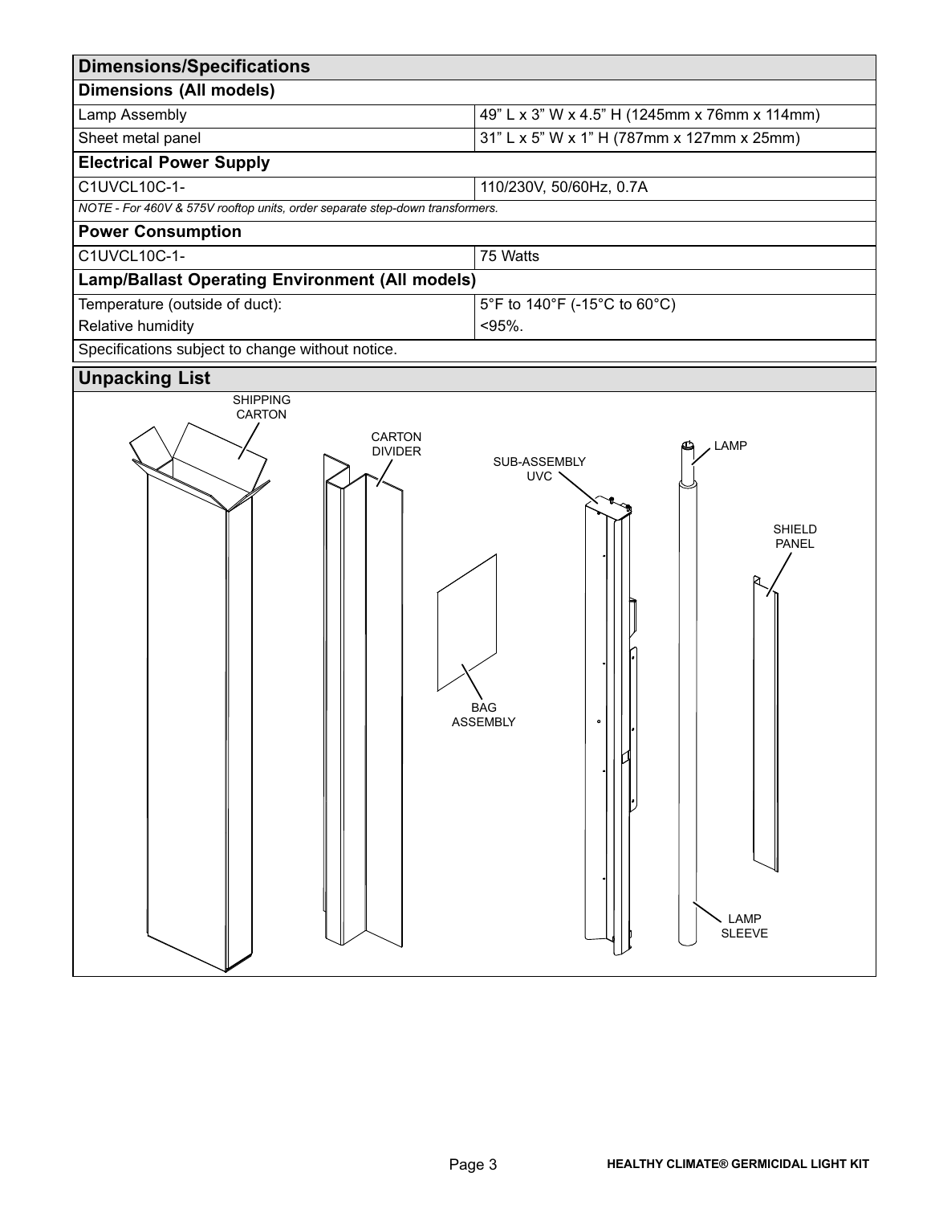## Dimensions/Specifications

| Dimensions (All models) | |
|---|---|
| Lamp Assembly | 49” L x 3” W x 4.5” H (1245mm x 76mm x 114mm) |
| Sheet metal panel | 31” L x 5” W x 1” H (787mm x 127mm x 25mm) |
| **Electrical Power Supply** | |
| C1UVCL10C-1- | 110/230V, 50/60Hz, 0.7A |
| *NOTE - For 460V & 575V rooftop units, order separate step-down transformers.* | |
| **Power Consumption** | |
| C1UVCL10C-1- | 75 Watts |
| **Lamp/Ballast Operating Environment (All models)** | |
| Temperature (outside of duct): | 5°F to 140°F (-15°C to 60°C) |
| Relative humidity | <95%. |
| Specifications subject to change without notice. | |

## Unpacking List

SHIPPING CARTON

CARTON DIVIDER

BAG ASSEMBLY

SUB-ASSEMBLY UVC

LAMP

LAMP SLEEVE

SHIELD PANEL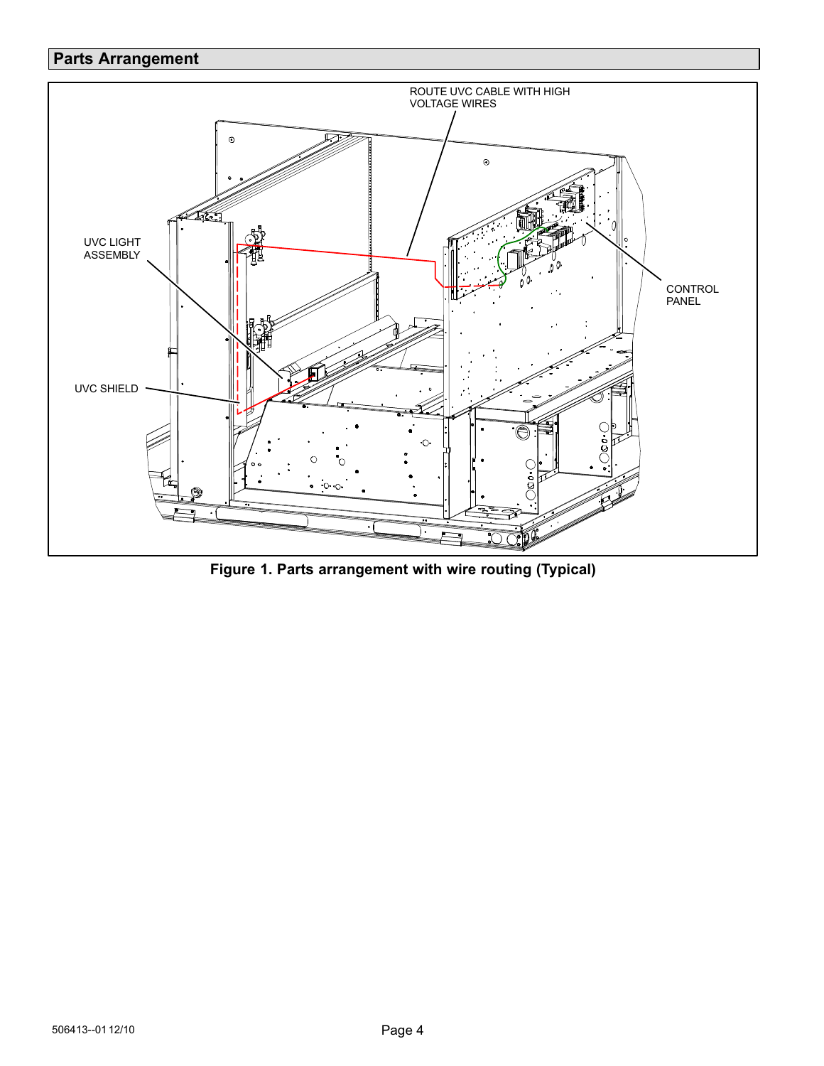## Parts Arrangement

ROUTE UVC CABLE WITH HIGH VOLTAGE WIRES

UVC LIGHT ASSEMBLY

CONTROL PANEL

UVC SHIELD

**Figure 1. Parts arrangement with wire routing (Typical)**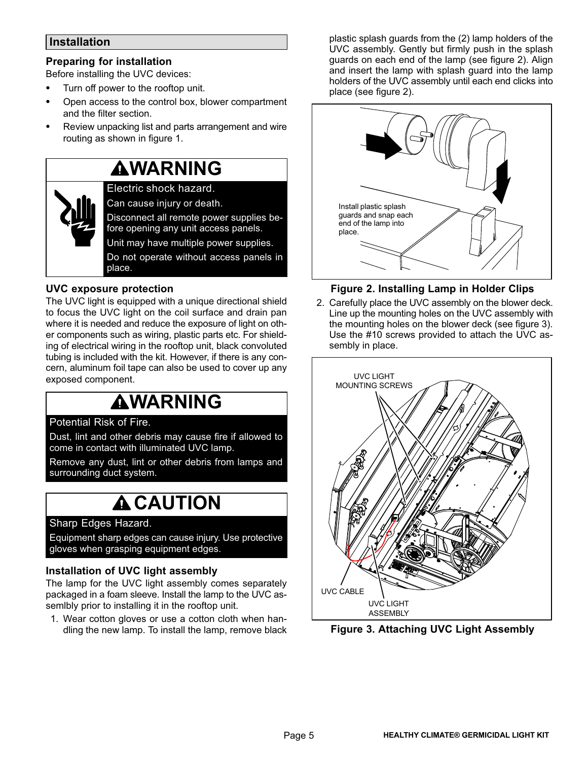## Installation

### Preparing for installation

Before installing the UVC devices:

- Turn off power to the rooftop unit.
- Open access to the control box, blower compartment and the filter section.
- Review unpacking list and parts arrangement and wire routing as shown in figure 1.

> **WARNING**
>
> Electric shock hazard.
>
> Can cause injury or death.
>
> Disconnect all remote power supplies before opening any unit access panels.
>
> Unit may have multiple power supplies.
>
> Do not operate without access panels in place.

### UVC exposure protection

The UVC light is equipped with a unique directional shield to focus the UVC light on the coil surface and drain pan where it is needed and reduce the exposure of light on other components such as wiring, plastic parts etc. For shielding of electrical wiring in the rooftop unit, black convoluted tubing is included with the kit. However, if there is any concern, aluminum foil tape can also be used to cover up any exposed component.

> **WARNING**
>
> Potential Risk of Fire.
>
> Dust, lint and other debris may cause fire if allowed to come in contact with illuminated UVC lamp.
>
> Remove any dust, lint or other debris from lamps and surrounding duct system.

> **CAUTION**
>
> Sharp Edges Hazard.
>
> Equipment sharp edges can cause injury. Use protective gloves when grasping equipment edges.

### Installation of UVC light assembly

The lamp for the UVC light assembly comes separately packaged in a foam sleeve. Install the lamp to the UVC assemlbly prior to installing it in the rooftop unit.

1. Wear cotton gloves or use a cotton cloth when handling the new lamp. To install the lamp, remove black plastic splash guards from the (2) lamp holders of the UVC assembly. Gently but firmly push in the splash guards on each end of the lamp (see figure 2). Align and insert the lamp with splash guard into the lamp holders of the UVC assembly until each end clicks into place (see figure 2).

Install plastic splash guards and snap each end of the lamp into place.

**Figure 2. Installing Lamp in Holder Clips**

2. Carefully place the UVC assembly on the blower deck. Line up the mounting holes on the UVC assembly with the mounting holes on the blower deck (see figure 3). Use the #10 screws provided to attach the UVC assembly in place.

UVC LIGHT MOUNTING SCREWS

UVC CABLE

UVC LIGHT ASSEMBLY

**Figure 3. Attaching UVC Light Assembly**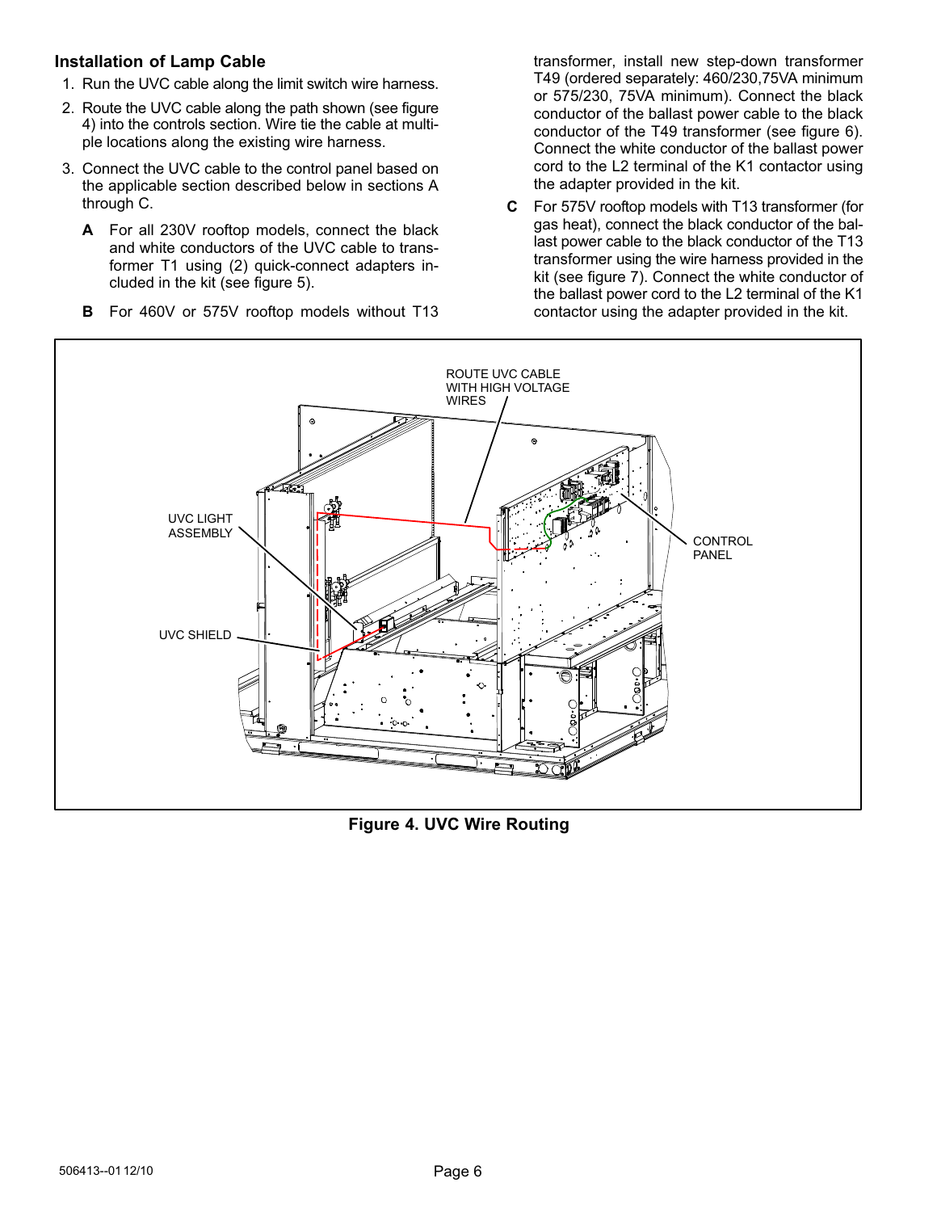## Installation of Lamp Cable

1. Run the UVC cable along the limit switch wire harness.
2. Route the UVC cable along the path shown (see figure 4) into the controls section. Wire tie the cable at multiple locations along the existing wire harness.
3. Connect the UVC cable to the control panel based on the applicable section described below in sections A through C.

   **A** For all 230V rooftop models, connect the black and white conductors of the UVC cable to transformer T1 using (2) quick-connect adapters included in the kit (see figure 5).

   **B** For 460V or 575V rooftop models without T13 transformer, install new step-down transformer T49 (ordered separately: 460/230,75VA minimum or 575/230, 75VA minimum). Connect the black conductor of the ballast power cable to the black conductor of the T49 transformer (see figure 6). Connect the white conductor of the ballast power cord to the L2 terminal of the K1 contactor using the adapter provided in the kit.

   **C** For 575V rooftop models with T13 transformer (for gas heat), connect the black conductor of the ballast power cable to the black conductor of the T13 transformer using the wire harness provided in the kit (see figure 7). Connect the white conductor of the ballast power cord to the L2 terminal of the K1 contactor using the adapter provided in the kit.

ROUTE UVC CABLE WITH HIGH VOLTAGE WIRES

UVC LIGHT ASSEMBLY

UVC SHIELD

CONTROL PANEL

**Figure 4. UVC Wire Routing**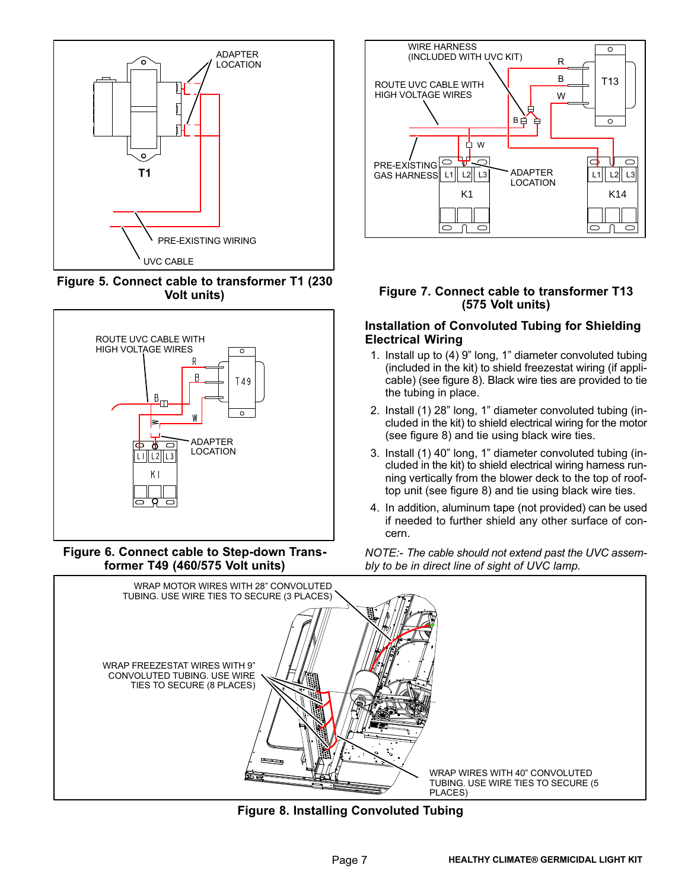ADAPTER LOCATION

T1

PRE-EXISTING WIRING

UVC CABLE

**Figure 5. Connect cable to transformer T1 (230 Volt units)**

ROUTE UVC CABLE WITH HIGH VOLTAGE WIRES

R

B

T49

B

W

ADAPTER LOCATION

L1 L2 L3

K1

**Figure 6. Connect cable to Step-down Transformer T49 (460/575 Volt units)**

WIRE HARNESS (INCLUDED WITH UVC KIT)

ROUTE UVC CABLE WITH HIGH VOLTAGE WIRES

R

B

W

T13

B

W

PRE-EXISTING GAS HARNESS

L1 L2 L3

K1

ADAPTER LOCATION

L1 L2 L3

K14

**Figure 7. Connect cable to transformer T13 (575 Volt units)**

## Installation of Convoluted Tubing for Shielding Electrical Wiring

1. Install up to (4) 9" long, 1" diameter convoluted tubing (included in the kit) to shield freezestat wiring (if applicable) (see figure 8). Black wire ties are provided to tie the tubing in place.
2. Install (1) 28" long, 1" diameter convoluted tubing (included in the kit) to shield electrical wiring for the motor (see figure 8) and tie using black wire ties.
3. Install (1) 40" long, 1" diameter convoluted tubing (included in the kit) to shield electrical wiring harness running vertically from the blower deck to the top of rooftop unit (see figure 8) and tie using black wire ties.
4. In addition, aluminum tape (not provided) can be used if needed to further shield any other surface of concern.

*NOTE:- The cable should not extend past the UVC assembly to be in direct line of sight of UVC lamp.*

WRAP MOTOR WIRES WITH 28" CONVOLUTED TUBING. USE WIRE TIES TO SECURE (3 PLACES)

WRAP FREEZESTAT WIRES WITH 9" CONVOLUTED TUBING. USE WIRE TIES TO SECURE (8 PLACES)

WRAP WIRES WITH 40" CONVOLUTED TUBING. USE WIRE TIES TO SECURE (5 PLACES)

**Figure 8. Installing Convoluted Tubing**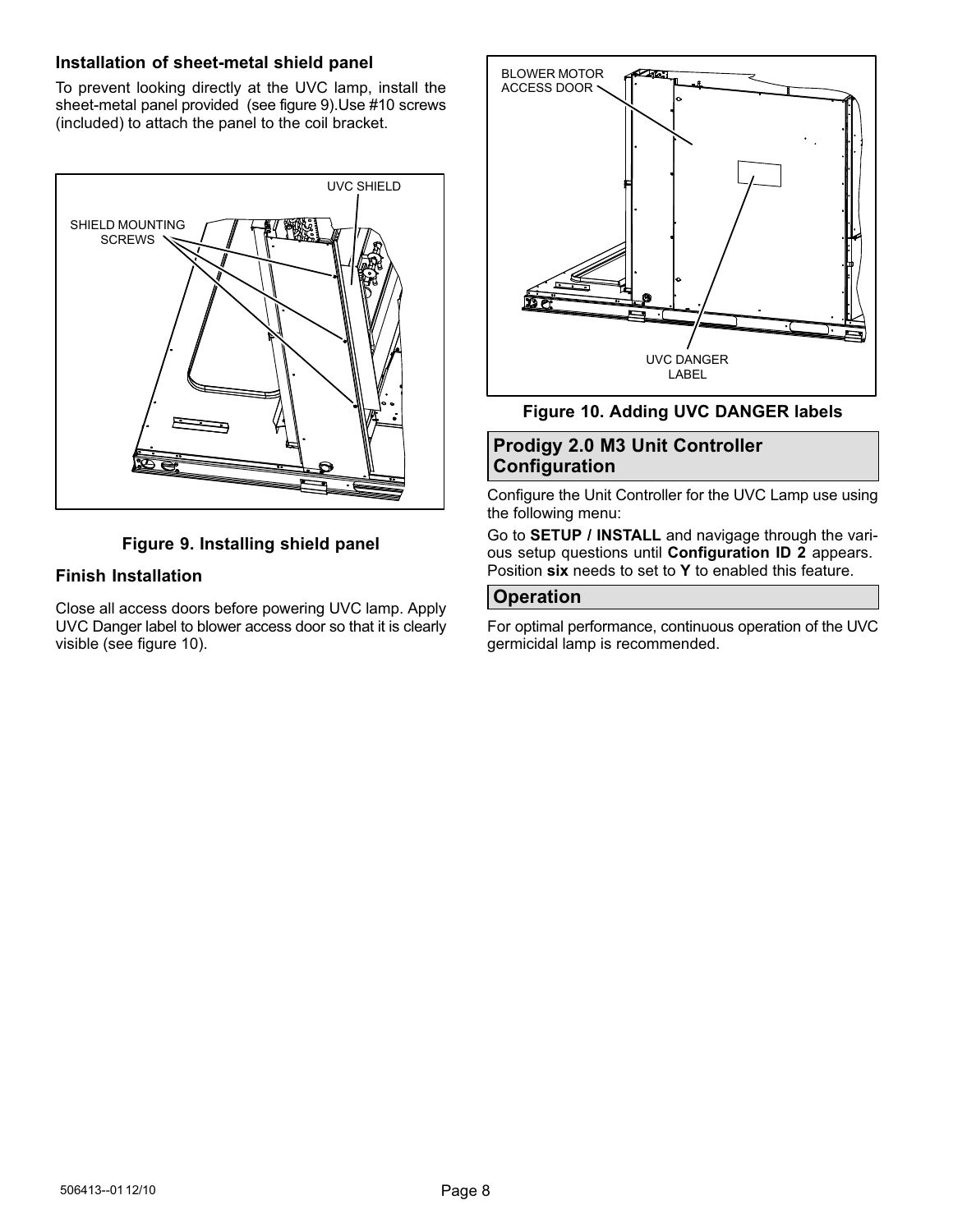### Installation of sheet-metal shield panel

To prevent looking directly at the UVC lamp, install the sheet-metal panel provided (see figure 9).Use #10 screws (included) to attach the panel to the coil bracket.

UVC SHIELD

SHIELD MOUNTING SCREWS

**Figure 9. Installing shield panel**

### Finish Installation

Close all access doors before powering UVC lamp. Apply UVC Danger label to blower access door so that it is clearly visible (see figure 10).

BLOWER MOTOR ACCESS DOOR

UVC DANGER LABEL

**Figure 10. Adding UVC DANGER labels**

## Prodigy 2.0 M3 Unit Controller Configuration

Configure the Unit Controller for the UVC Lamp use using the following menu:

Go to **SETUP / INSTALL** and navigage through the various setup questions until **Configuration ID 2** appears. Position **six** needs to set to **Y** to enabled this feature.

## Operation

For optimal performance, continuous operation of the UVC germicidal lamp is recommended.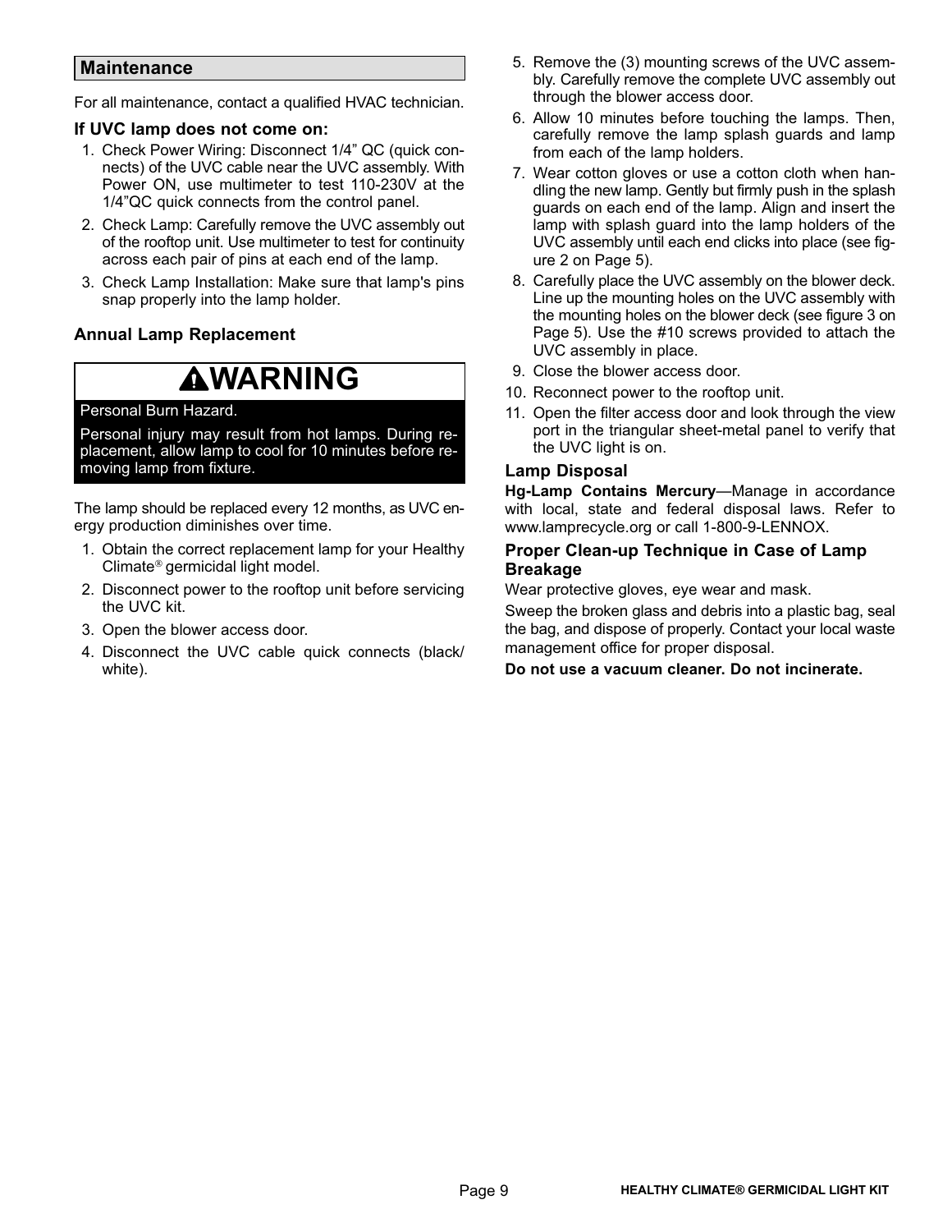## Maintenance

For all maintenance, contact a qualified HVAC technician.

### If UVC lamp does not come on:

1. Check Power Wiring: Disconnect 1/4" QC (quick connects) of the UVC cable near the UVC assembly. With Power ON, use multimeter to test 110-230V at the 1/4"QC quick connects from the control panel.
2. Check Lamp: Carefully remove the UVC assembly out of the rooftop unit. Use multimeter to test for continuity across each pair of pins at each end of the lamp.
3. Check Lamp Installation: Make sure that lamp's pins snap properly into the lamp holder.

### Annual Lamp Replacement

> **⚠WARNING**
>
> Personal Burn Hazard.
>
> Personal injury may result from hot lamps. During replacement, allow lamp to cool for 10 minutes before removing lamp from fixture.

The lamp should be replaced every 12 months, as UVC energy production diminishes over time.

1. Obtain the correct replacement lamp for your Healthy Climate® germicidal light model.
2. Disconnect power to the rooftop unit before servicing the UVC kit.
3. Open the blower access door.
4. Disconnect the UVC cable quick connects (black/white).
5. Remove the (3) mounting screws of the UVC assembly. Carefully remove the complete UVC assembly out through the blower access door.
6. Allow 10 minutes before touching the lamps. Then, carefully remove the lamp splash guards and lamp from each of the lamp holders.
7. Wear cotton gloves or use a cotton cloth when handling the new lamp. Gently but firmly push in the splash guards on each end of the lamp. Align and insert the lamp with splash guard into the lamp holders of the UVC assembly until each end clicks into place (see figure 2 on Page 5).
8. Carefully place the UVC assembly on the blower deck. Line up the mounting holes on the UVC assembly with the mounting holes on the blower deck (see figure 3 on Page 5). Use the #10 screws provided to attach the UVC assembly in place.
9. Close the blower access door.
10. Reconnect power to the rooftop unit.
11. Open the filter access door and look through the view port in the triangular sheet-metal panel to verify that the UVC light is on.

### Lamp Disposal

**Hg-Lamp Contains Mercury**—Manage in accordance with local, state and federal disposal laws. Refer to www.lamprecycle.org or call 1-800-9-LENNOX.

### Proper Clean-up Technique in Case of Lamp Breakage

Wear protective gloves, eye wear and mask.

Sweep the broken glass and debris into a plastic bag, seal the bag, and dispose of properly. Contact your local waste management office for proper disposal.

**Do not use a vacuum cleaner. Do not incinerate.**